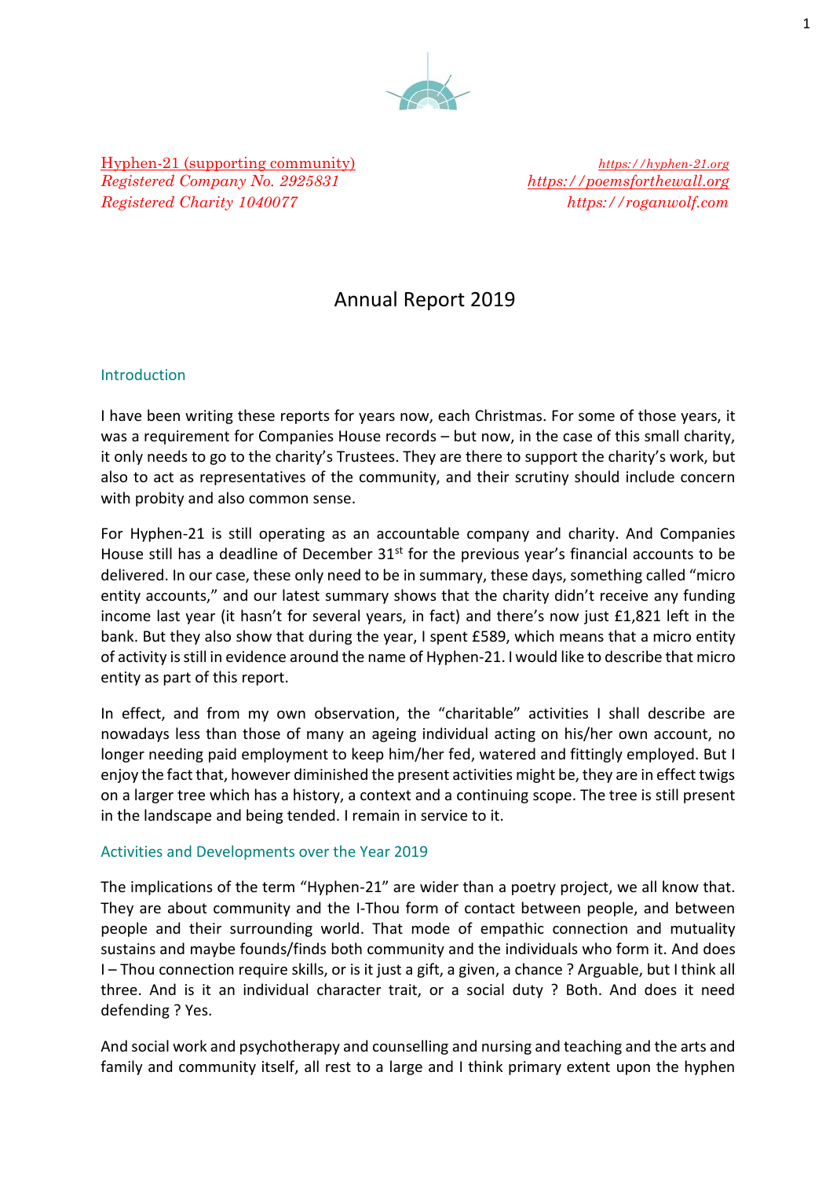Hyphen-21 (supporting community)
*Registered Company No. 2925831*
*Registered Charity 1040077*

*https://hyphen-21.org*
*https://poemsforthewall.org*
*https://roganwolf.com*

# Annual Report 2019

## Introduction

I have been writing these reports for years now, each Christmas. For some of those years, it was a requirement for Companies House records – but now, in the case of this small charity, it only needs to go to the charity's Trustees. They are there to support the charity's work, but also to act as representatives of the community, and their scrutiny should include concern with probity and also common sense.

For Hyphen-21 is still operating as an accountable company and charity. And Companies House still has a deadline of December 31st for the previous year's financial accounts to be delivered. In our case, these only need to be in summary, these days, something called "micro entity accounts," and our latest summary shows that the charity didn't receive any funding income last year (it hasn't for several years, in fact) and there's now just £1,821 left in the bank. But they also show that during the year, I spent £589, which means that a micro entity of activity is still in evidence around the name of Hyphen-21. I would like to describe that micro entity as part of this report.

In effect, and from my own observation, the "charitable" activities I shall describe are nowadays less than those of many an ageing individual acting on his/her own account, no longer needing paid employment to keep him/her fed, watered and fittingly employed. But I enjoy the fact that, however diminished the present activities might be, they are in effect twigs on a larger tree which has a history, a context and a continuing scope. The tree is still present in the landscape and being tended. I remain in service to it.

## Activities and Developments over the Year 2019

The implications of the term "Hyphen-21" are wider than a poetry project, we all know that. They are about community and the I-Thou form of contact between people, and between people and their surrounding world. That mode of empathic connection and mutuality sustains and maybe founds/finds both community and the individuals who form it. And does I – Thou connection require skills, or is it just a gift, a given, a chance ? Arguable, but I think all three. And is it an individual character trait, or a social duty ? Both. And does it need defending ? Yes.

And social work and psychotherapy and counselling and nursing and teaching and the arts and family and community itself, all rest to a large and I think primary extent upon the hyphen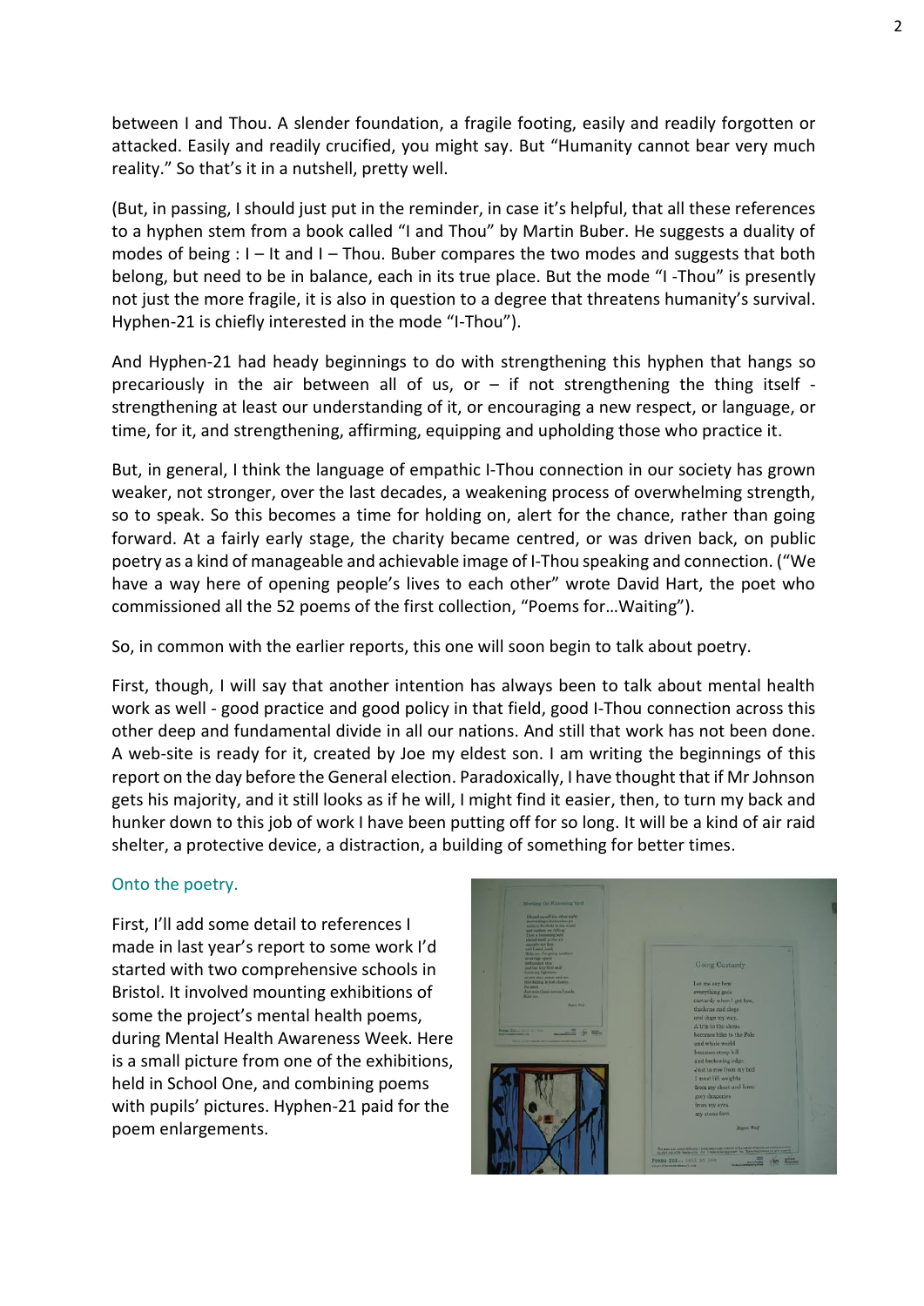between I and Thou. A slender foundation, a fragile footing, easily and readily forgotten or attacked. Easily and readily crucified, you might say. But "Humanity cannot bear very much reality." So that's it in a nutshell, pretty well.

(But, in passing, I should just put in the reminder, in case it's helpful, that all these references to a hyphen stem from a book called "I and Thou" by Martin Buber. He suggests a duality of modes of being : I – It and I – Thou. Buber compares the two modes and suggests that both belong, but need to be in balance, each in its true place. But the mode "I -Thou" is presently not just the more fragile, it is also in question to a degree that threatens humanity's survival. Hyphen-21 is chiefly interested in the mode "I-Thou").

And Hyphen-21 had heady beginnings to do with strengthening this hyphen that hangs so precariously in the air between all of us, or – if not strengthening the thing itself - strengthening at least our understanding of it, or encouraging a new respect, or language, or time, for it, and strengthening, affirming, equipping and upholding those who practice it.

But, in general, I think the language of empathic I-Thou connection in our society has grown weaker, not stronger, over the last decades, a weakening process of overwhelming strength, so to speak. So this becomes a time for holding on, alert for the chance, rather than going forward. At a fairly early stage, the charity became centred, or was driven back, on public poetry as a kind of manageable and achievable image of I-Thou speaking and connection. ("We have a way here of opening people's lives to each other" wrote David Hart, the poet who commissioned all the 52 poems of the first collection, "Poems for…Waiting").

So, in common with the earlier reports, this one will soon begin to talk about poetry.

First, though, I will say that another intention has always been to talk about mental health work as well - good practice and good policy in that field, good I-Thou connection across this other deep and fundamental divide in all our nations. And still that work has not been done. A web-site is ready for it, created by Joe my eldest son. I am writing the beginnings of this report on the day before the General election. Paradoxically, I have thought that if Mr Johnson gets his majority, and it still looks as if he will, I might find it easier, then, to turn my back and hunker down to this job of work I have been putting off for so long. It will be a kind of air raid shelter, a protective device, a distraction, a building of something for better times.

## Onto the poetry.

First, I'll add some detail to references I made in last year's report to some work I'd started with two comprehensive schools in Bristol. It involved mounting exhibitions of some the project's mental health poems, during Mental Health Awareness Week. Here is a small picture from one of the exhibitions, held in School One, and combining poems with pupils' pictures. Hyphen-21 paid for the poem enlargements.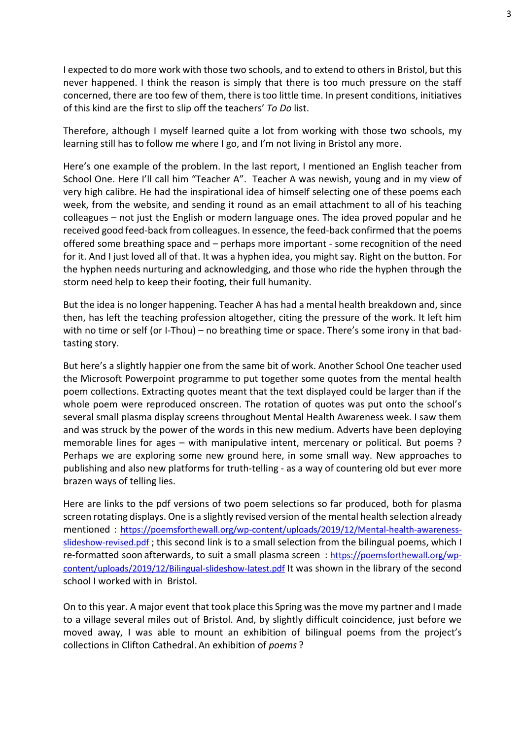I expected to do more work with those two schools, and to extend to others in Bristol, but this never happened. I think the reason is simply that there is too much pressure on the staff concerned, there are too few of them, there is too little time. In present conditions, initiatives of this kind are the first to slip off the teachers' *To Do* list.

Therefore, although I myself learned quite a lot from working with those two schools, my learning still has to follow me where I go, and I'm not living in Bristol any more.

Here's one example of the problem. In the last report, I mentioned an English teacher from School One. Here I'll call him "Teacher A". Teacher A was newish, young and in my view of very high calibre. He had the inspirational idea of himself selecting one of these poems each week, from the website, and sending it round as an email attachment to all of his teaching colleagues – not just the English or modern language ones. The idea proved popular and he received good feed-back from colleagues. In essence, the feed-back confirmed that the poems offered some breathing space and – perhaps more important - some recognition of the need for it. And I just loved all of that. It was a hyphen idea, you might say. Right on the button. For the hyphen needs nurturing and acknowledging, and those who ride the hyphen through the storm need help to keep their footing, their full humanity.

But the idea is no longer happening. Teacher A has had a mental health breakdown and, since then, has left the teaching profession altogether, citing the pressure of the work. It left him with no time or self (or I-Thou) – no breathing time or space. There's some irony in that bad-tasting story.

But here's a slightly happier one from the same bit of work. Another School One teacher used the Microsoft Powerpoint programme to put together some quotes from the mental health poem collections. Extracting quotes meant that the text displayed could be larger than if the whole poem were reproduced onscreen. The rotation of quotes was put onto the school's several small plasma display screens throughout Mental Health Awareness week. I saw them and was struck by the power of the words in this new medium. Adverts have been deploying memorable lines for ages – with manipulative intent, mercenary or political. But poems ? Perhaps we are exploring some new ground here, in some small way. New approaches to publishing and also new platforms for truth-telling - as a way of countering old but ever more brazen ways of telling lies.

Here are links to the pdf versions of two poem selections so far produced, both for plasma screen rotating displays. One is a slightly revised version of the mental health selection already mentioned : https://poemsforthewall.org/wp-content/uploads/2019/12/Mental-health-awareness-slideshow-revised.pdf ; this second link is to a small selection from the bilingual poems, which I re-formatted soon afterwards, to suit a small plasma screen : https://poemsforthewall.org/wp-content/uploads/2019/12/Bilingual-slideshow-latest.pdf It was shown in the library of the second school I worked with in Bristol.

On to this year. A major event that took place this Spring was the move my partner and I made to a village several miles out of Bristol. And, by slightly difficult coincidence, just before we moved away, I was able to mount an exhibition of bilingual poems from the project's collections in Clifton Cathedral. An exhibition of *poems* ?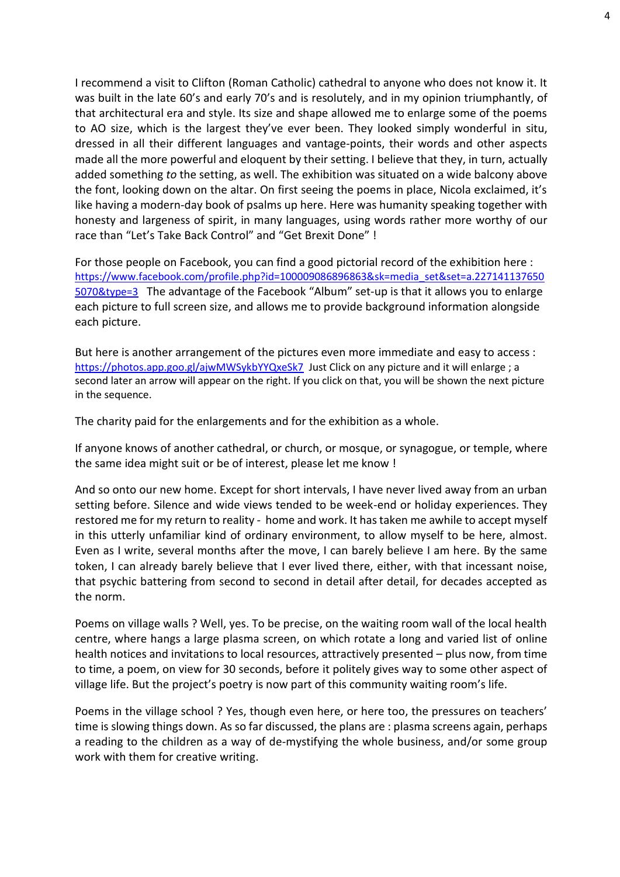I recommend a visit to Clifton (Roman Catholic) cathedral to anyone who does not know it. It was built in the late 60's and early 70's and is resolutely, and in my opinion triumphantly, of that architectural era and style. Its size and shape allowed me to enlarge some of the poems to AO size, which is the largest they've ever been. They looked simply wonderful in situ, dressed in all their different languages and vantage-points, their words and other aspects made all the more powerful and eloquent by their setting. I believe that they, in turn, actually added something *to* the setting, as well. The exhibition was situated on a wide balcony above the font, looking down on the altar. On first seeing the poems in place, Nicola exclaimed, it's like having a modern-day book of psalms up here. Here was humanity speaking together with honesty and largeness of spirit, in many languages, using words rather more worthy of our race than "Let's Take Back Control" and "Get Brexit Done" !

For those people on Facebook, you can find a good pictorial record of the exhibition here : https://www.facebook.com/profile.php?id=100009086896863&sk=media_set&set=a.2271411376505070&type=3 The advantage of the Facebook "Album" set-up is that it allows you to enlarge each picture to full screen size, and allows me to provide background information alongside each picture.

But here is another arrangement of the pictures even more immediate and easy to access : https://photos.app.goo.gl/ajwMWSykbYYQxeSk7 Just Click on any picture and it will enlarge ; a second later an arrow will appear on the right. If you click on that, you will be shown the next picture in the sequence.

The charity paid for the enlargements and for the exhibition as a whole.

If anyone knows of another cathedral, or church, or mosque, or synagogue, or temple, where the same idea might suit or be of interest, please let me know !

And so onto our new home. Except for short intervals, I have never lived away from an urban setting before. Silence and wide views tended to be week-end or holiday experiences. They restored me for my return to reality - home and work. It has taken me awhile to accept myself in this utterly unfamiliar kind of ordinary environment, to allow myself to be here, almost. Even as I write, several months after the move, I can barely believe I am here. By the same token, I can already barely believe that I ever lived there, either, with that incessant noise, that psychic battering from second to second in detail after detail, for decades accepted as the norm.

Poems on village walls ? Well, yes. To be precise, on the waiting room wall of the local health centre, where hangs a large plasma screen, on which rotate a long and varied list of online health notices and invitations to local resources, attractively presented – plus now, from time to time, a poem, on view for 30 seconds, before it politely gives way to some other aspect of village life. But the project's poetry is now part of this community waiting room's life.

Poems in the village school ? Yes, though even here, or here too, the pressures on teachers' time is slowing things down. As so far discussed, the plans are : plasma screens again, perhaps a reading to the children as a way of de-mystifying the whole business, and/or some group work with them for creative writing.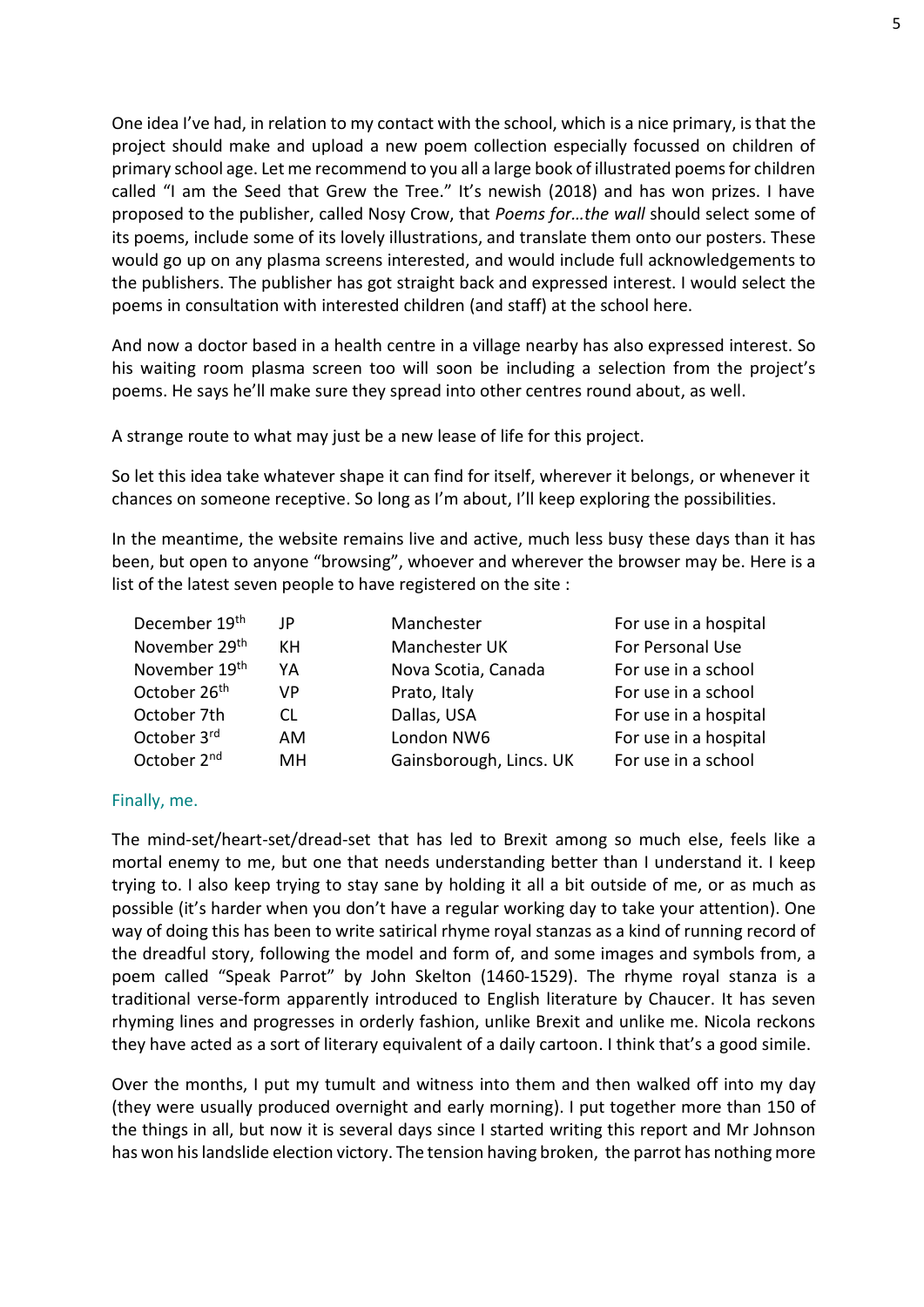One idea I've had, in relation to my contact with the school, which is a nice primary, is that the project should make and upload a new poem collection especially focussed on children of primary school age. Let me recommend to you all a large book of illustrated poems for children called "I am the Seed that Grew the Tree." It's newish (2018) and has won prizes. I have proposed to the publisher, called Nosy Crow, that *Poems for…the wall* should select some of its poems, include some of its lovely illustrations, and translate them onto our posters. These would go up on any plasma screens interested, and would include full acknowledgements to the publishers. The publisher has got straight back and expressed interest. I would select the poems in consultation with interested children (and staff) at the school here.

And now a doctor based in a health centre in a village nearby has also expressed interest. So his waiting room plasma screen too will soon be including a selection from the project's poems. He says he'll make sure they spread into other centres round about, as well.

A strange route to what may just be a new lease of life for this project.

So let this idea take whatever shape it can find for itself, wherever it belongs, or whenever it chances on someone receptive. So long as I'm about, I'll keep exploring the possibilities.

In the meantime, the website remains live and active, much less busy these days than it has been, but open to anyone "browsing", whoever and wherever the browser may be. Here is a list of the latest seven people to have registered on the site :

| | | | |
|---|---|---|---|
| December 19th | JP | Manchester | For use in a hospital |
| November 29th | KH | Manchester UK | For Personal Use |
| November 19th | YA | Nova Scotia, Canada | For use in a school |
| October 26th | VP | Prato, Italy | For use in a school |
| October 7th | CL | Dallas, USA | For use in a hospital |
| October 3rd | AM | London NW6 | For use in a hospital |
| October 2nd | MH | Gainsborough, Lincs. UK | For use in a school |

### Finally, me.

The mind-set/heart-set/dread-set that has led to Brexit among so much else, feels like a mortal enemy to me, but one that needs understanding better than I understand it. I keep trying to. I also keep trying to stay sane by holding it all a bit outside of me, or as much as possible (it's harder when you don't have a regular working day to take your attention). One way of doing this has been to write satirical rhyme royal stanzas as a kind of running record of the dreadful story, following the model and form of, and some images and symbols from, a poem called "Speak Parrot" by John Skelton (1460-1529). The rhyme royal stanza is a traditional verse-form apparently introduced to English literature by Chaucer. It has seven rhyming lines and progresses in orderly fashion, unlike Brexit and unlike me. Nicola reckons they have acted as a sort of literary equivalent of a daily cartoon. I think that's a good simile.

Over the months, I put my tumult and witness into them and then walked off into my day (they were usually produced overnight and early morning). I put together more than 150 of the things in all, but now it is several days since I started writing this report and Mr Johnson has won his landslide election victory. The tension having broken, the parrot has nothing more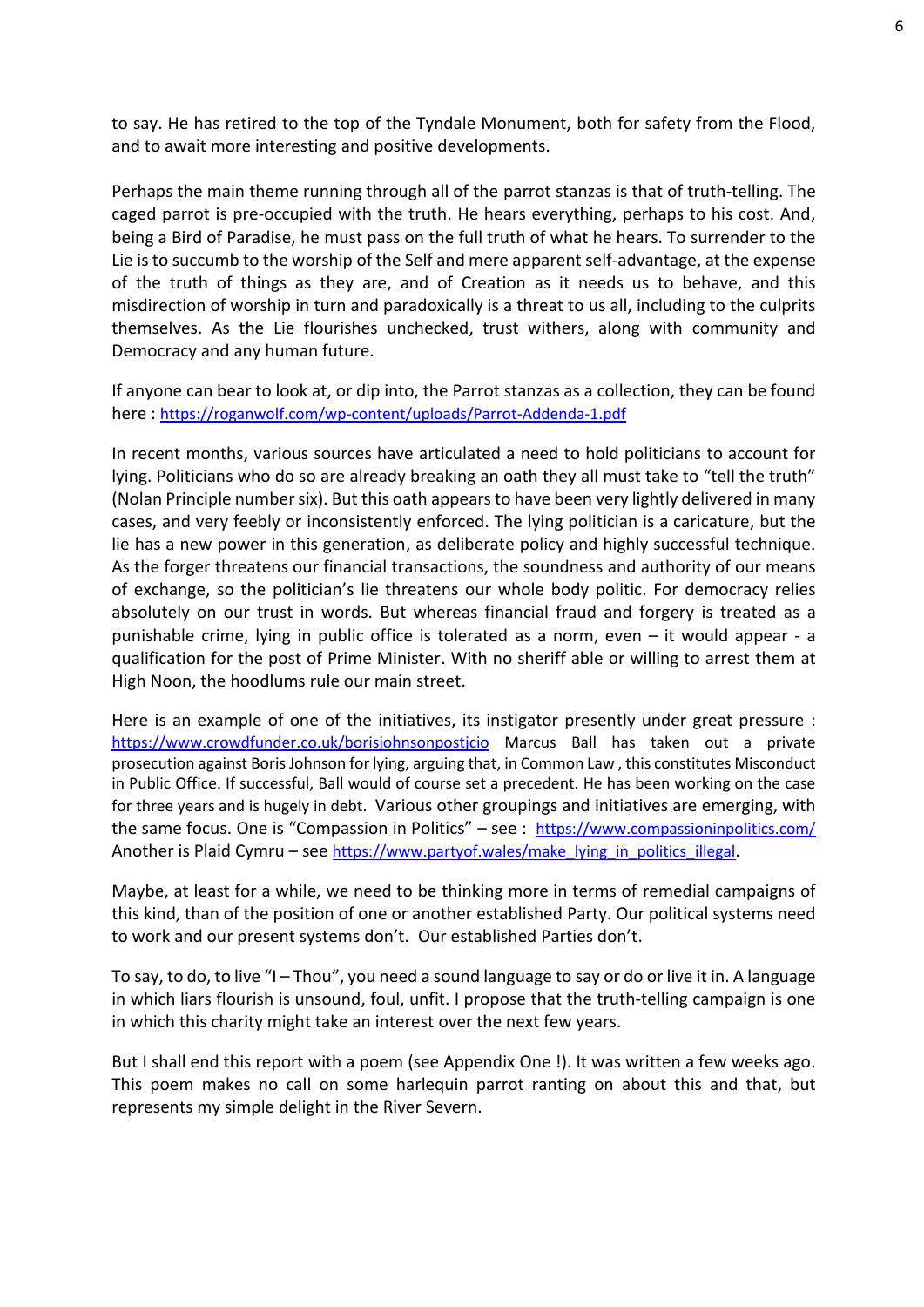to say. He has retired to the top of the Tyndale Monument, both for safety from the Flood, and to await more interesting and positive developments.

Perhaps the main theme running through all of the parrot stanzas is that of truth-telling. The caged parrot is pre-occupied with the truth. He hears everything, perhaps to his cost. And, being a Bird of Paradise, he must pass on the full truth of what he hears. To surrender to the Lie is to succumb to the worship of the Self and mere apparent self-advantage, at the expense of the truth of things as they are, and of Creation as it needs us to behave, and this misdirection of worship in turn and paradoxically is a threat to us all, including to the culprits themselves. As the Lie flourishes unchecked, trust withers, along with community and Democracy and any human future.

If anyone can bear to look at, or dip into, the Parrot stanzas as a collection, they can be found here : [https://roganwolf.com/wp-content/uploads/Parrot-Addenda-1.pdf](https://roganwolf.com/wp-content/uploads/Parrot-Addenda-1.pdf)

In recent months, various sources have articulated a need to hold politicians to account for lying. Politicians who do so are already breaking an oath they all must take to "tell the truth" (Nolan Principle number six). But this oath appears to have been very lightly delivered in many cases, and very feebly or inconsistently enforced. The lying politician is a caricature, but the lie has a new power in this generation, as deliberate policy and highly successful technique. As the forger threatens our financial transactions, the soundness and authority of our means of exchange, so the politician's lie threatens our whole body politic. For democracy relies absolutely on our trust in words. But whereas financial fraud and forgery is treated as a punishable crime, lying in public office is tolerated as a norm, even – it would appear - a qualification for the post of Prime Minister. With no sheriff able or willing to arrest them at High Noon, the hoodlums rule our main street.

Here is an example of one of the initiatives, its instigator presently under great pressure : [https://www.crowdfunder.co.uk/borisjohnsonpostjcio](https://www.crowdfunder.co.uk/borisjohnsonpostjcio) Marcus Ball has taken out a private prosecution against Boris Johnson for lying, arguing that, in Common Law , this constitutes Misconduct in Public Office. If successful, Ball would of course set a precedent. He has been working on the case for three years and is hugely in debt. Various other groupings and initiatives are emerging, with the same focus. One is "Compassion in Politics" – see : [https://www.compassioninpolitics.com/](https://www.compassioninpolitics.com/) Another is Plaid Cymru – see [https://www.partyof.wales/make_lying_in_politics_illegal](https://www.partyof.wales/make_lying_in_politics_illegal).

Maybe, at least for a while, we need to be thinking more in terms of remedial campaigns of this kind, than of the position of one or another established Party. Our political systems need to work and our present systems don't. Our established Parties don't.

To say, to do, to live "I – Thou", you need a sound language to say or do or live it in. A language in which liars flourish is unsound, foul, unfit. I propose that the truth-telling campaign is one in which this charity might take an interest over the next few years.

But I shall end this report with a poem (see Appendix One !). It was written a few weeks ago. This poem makes no call on some harlequin parrot ranting on about this and that, but represents my simple delight in the River Severn.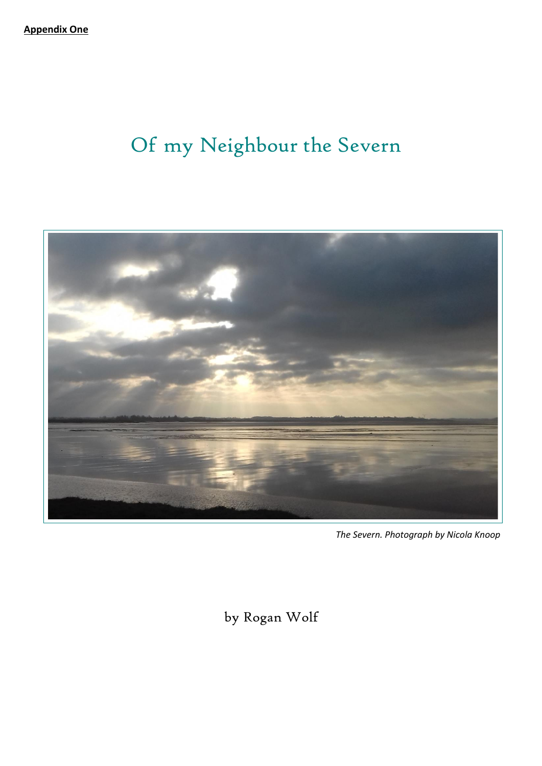**Appendix One**

# Of my Neighbour the Severn

*The Severn. Photograph by Nicola Knoop*

by Rogan Wolf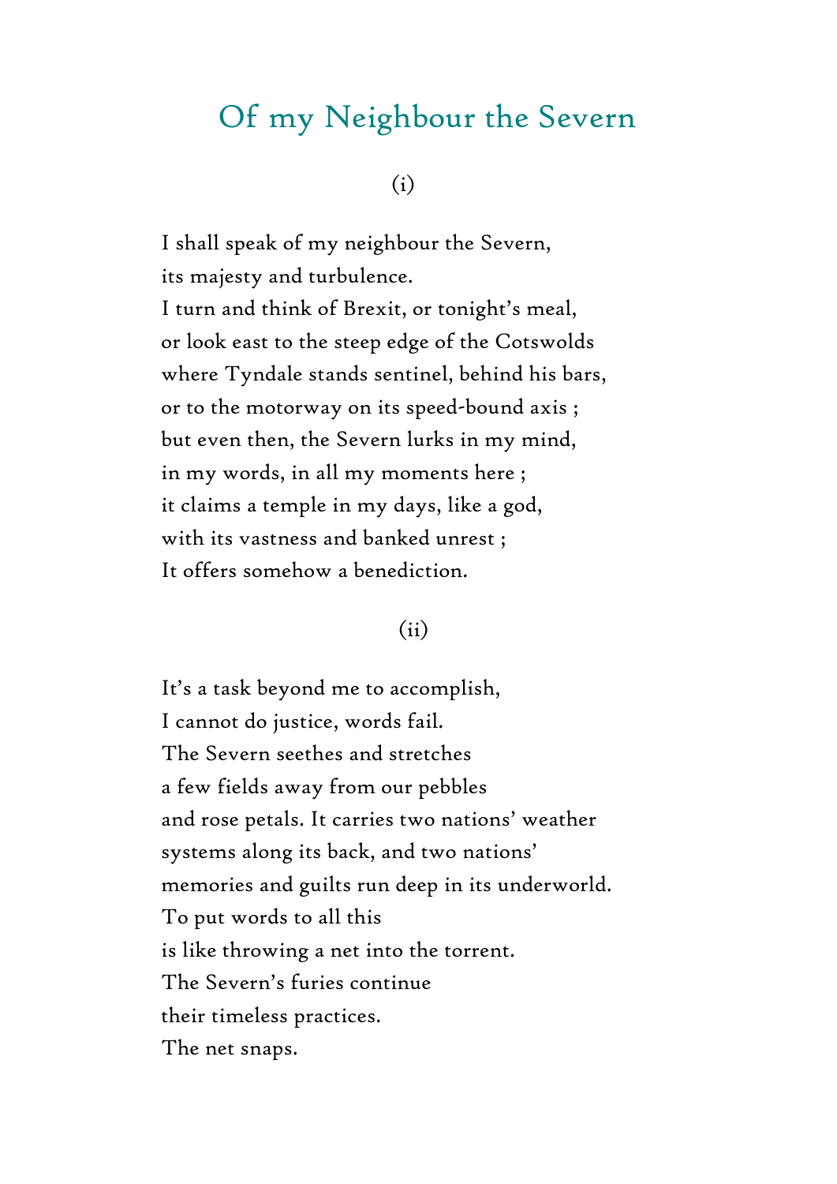# Of my Neighbour the Severn

(i)

I shall speak of my neighbour the Severn,  
its majesty and turbulence.  
I turn and think of Brexit, or tonight's meal,  
or look east to the steep edge of the Cotswolds  
where Tyndale stands sentinel, behind his bars,  
or to the motorway on its speed-bound axis ;  
but even then, the Severn lurks in my mind,  
in my words, in all my moments here ;  
it claims a temple in my days, like a god,  
with its vastness and banked unrest ;  
It offers somehow a benediction.

(ii)

It's a task beyond me to accomplish,  
I cannot do justice, words fail.  
The Severn seethes and stretches  
a few fields away from our pebbles  
and rose petals. It carries two nations' weather  
systems along its back, and two nations'  
memories and guilts run deep in its underworld.  
To put words to all this  
is like throwing a net into the torrent.  
The Severn's furies continue  
their timeless practices.  
The net snaps.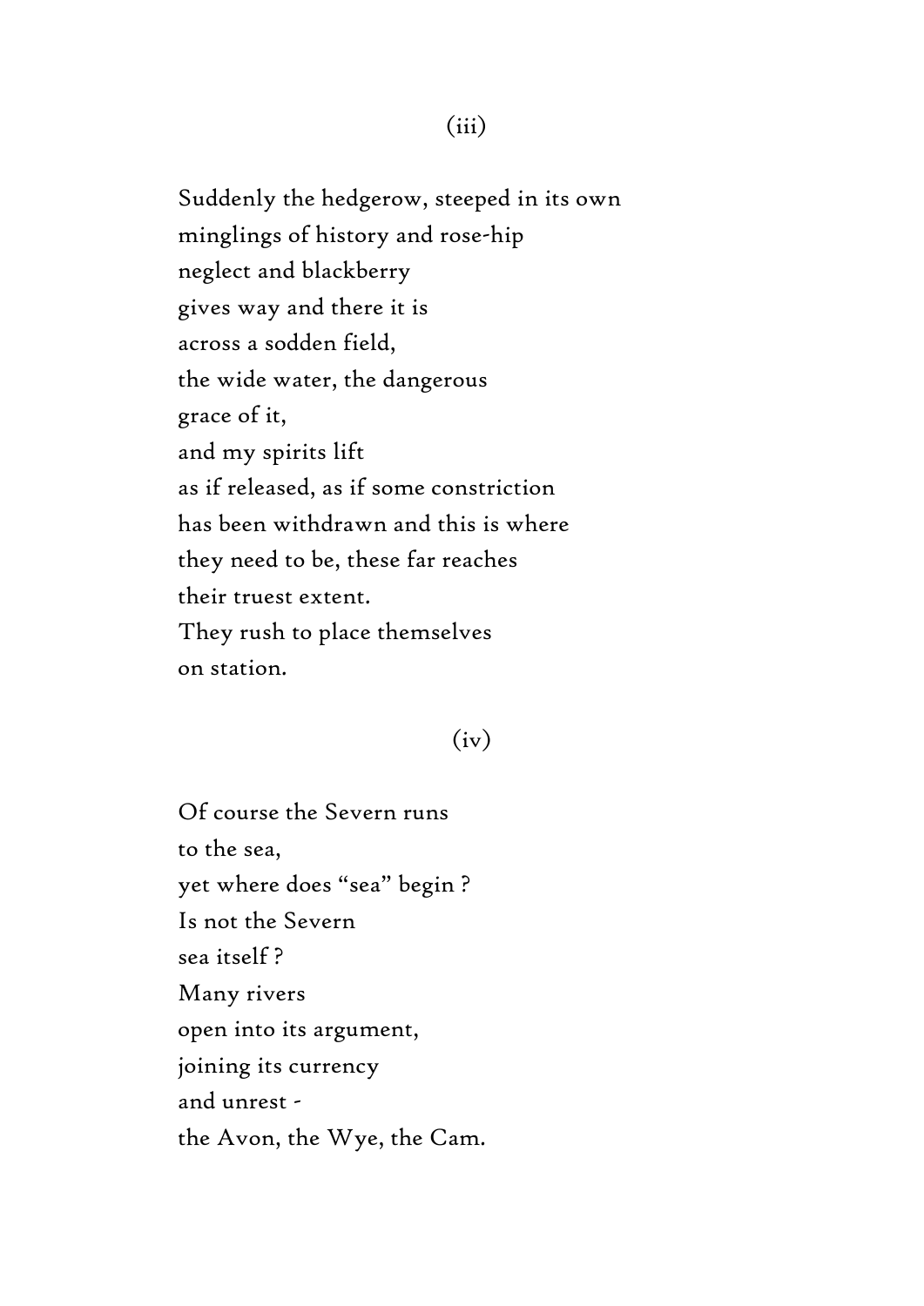(iii)

Suddenly the hedgerow, steeped in its own  
minglings of history and rose-hip  
neglect and blackberry  
gives way and there it is  
across a sodden field,  
the wide water, the dangerous  
grace of it,  
and my spirits lift  
as if released, as if some constriction  
has been withdrawn and this is where  
they need to be, these far reaches  
their truest extent.  
They rush to place themselves  
on station.

(iv)

Of course the Severn runs  
to the sea,  
yet where does “sea” begin ?  
Is not the Severn  
sea itself ?  
Many rivers  
open into its argument,  
joining its currency  
and unrest -  
the Avon, the Wye, the Cam.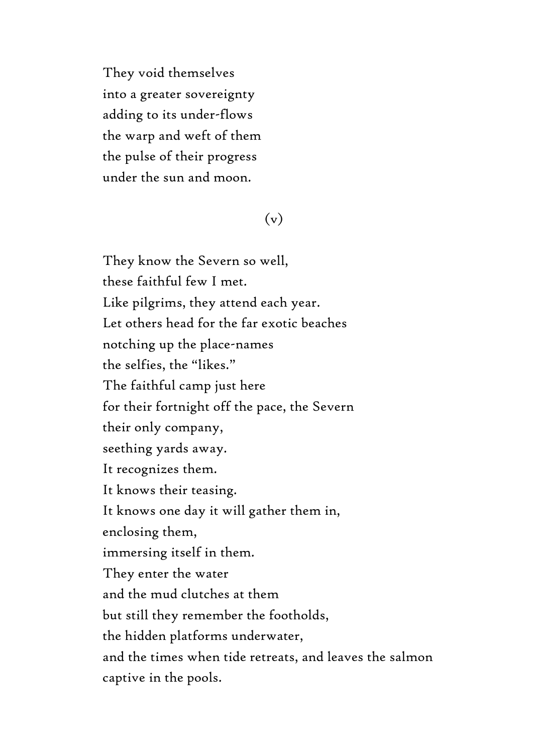They void themselves  
into a greater sovereignty  
adding to its under-flows  
the warp and weft of them  
the pulse of their progress  
under the sun and moon.

(v)

They know the Severn so well,  
these faithful few I met.  
Like pilgrims, they attend each year.  
Let others head for the far exotic beaches  
notching up the place-names  
the selfies, the "likes."  
The faithful camp just here  
for their fortnight off the pace, the Severn  
their only company,  
seething yards away.  
It recognizes them.  
It knows their teasing.  
It knows one day it will gather them in,  
enclosing them,  
immersing itself in them.  
They enter the water  
and the mud clutches at them  
but still they remember the footholds,  
the hidden platforms underwater,  
and the times when tide retreats, and leaves the salmon  
captive in the pools.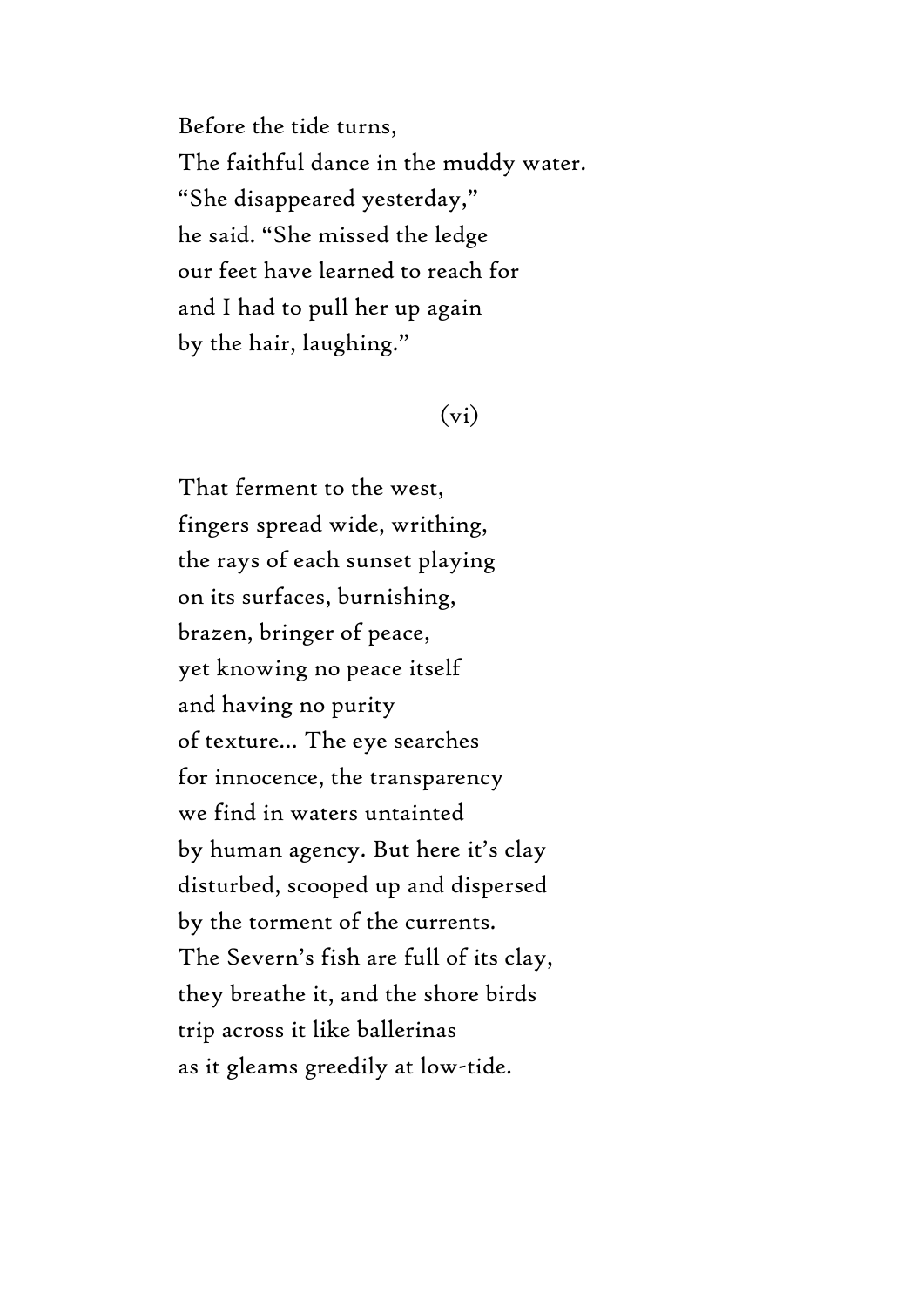Before the tide turns,  
The faithful dance in the muddy water.  
"She disappeared yesterday,"  
he said. "She missed the ledge  
our feet have learned to reach for  
and I had to pull her up again  
by the hair, laughing."

(vi)

That ferment to the west,  
fingers spread wide, writhing,  
the rays of each sunset playing  
on its surfaces, burnishing,  
brazen, bringer of peace,  
yet knowing no peace itself  
and having no purity  
of texture... The eye searches  
for innocence, the transparency  
we find in waters untainted  
by human agency. But here it's clay  
disturbed, scooped up and dispersed  
by the torment of the currents.  
The Severn's fish are full of its clay,  
they breathe it, and the shore birds  
trip across it like ballerinas  
as it gleams greedily at low-tide.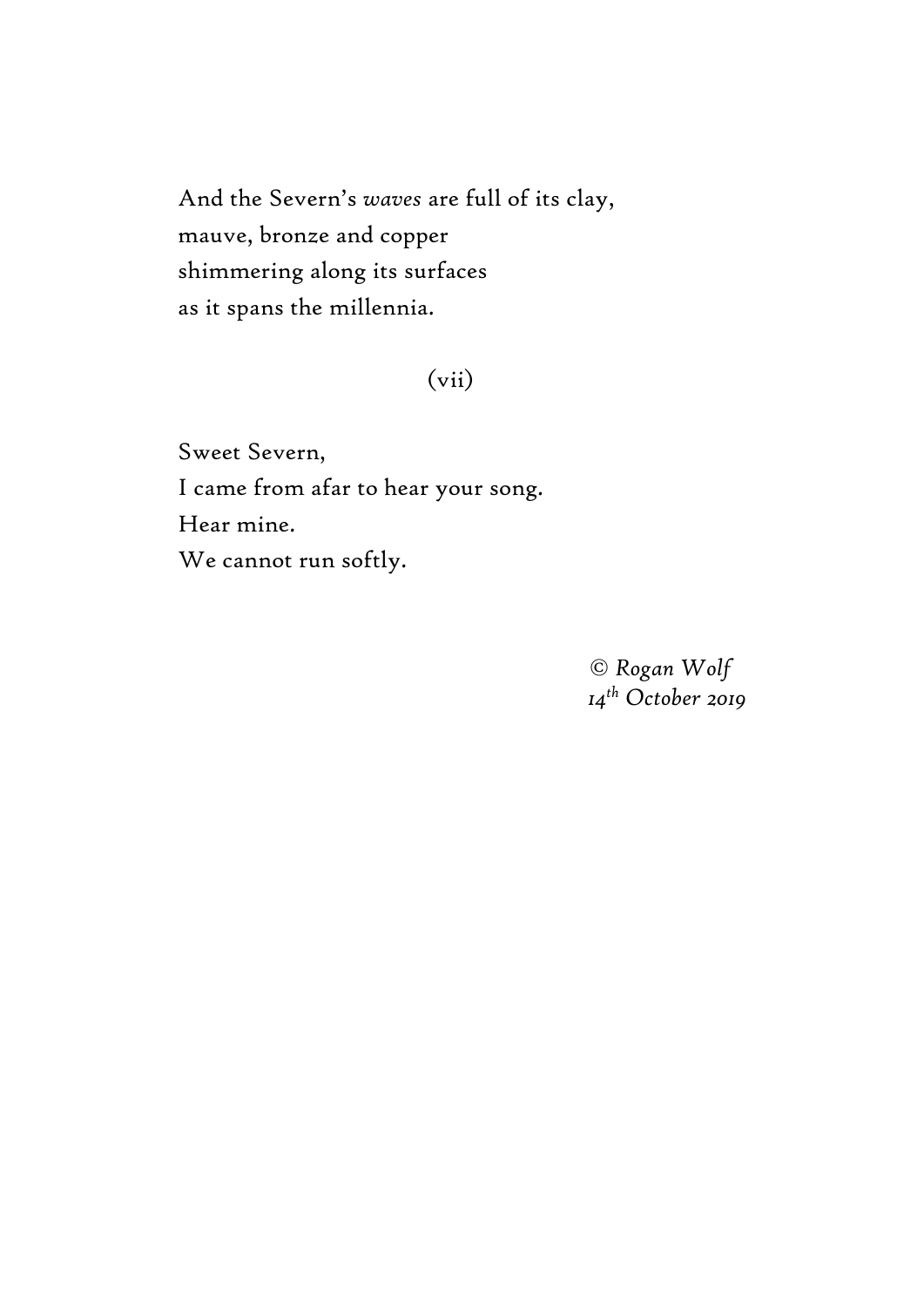And the Severn's *waves* are full of its clay,  
mauve, bronze and copper  
shimmering along its surfaces  
as it spans the millennia.

(vii)

Sweet Severn,  
I came from afar to hear your song.  
Hear mine.  
We cannot run softly.

*© Rogan Wolf*  
*14th October 2019*